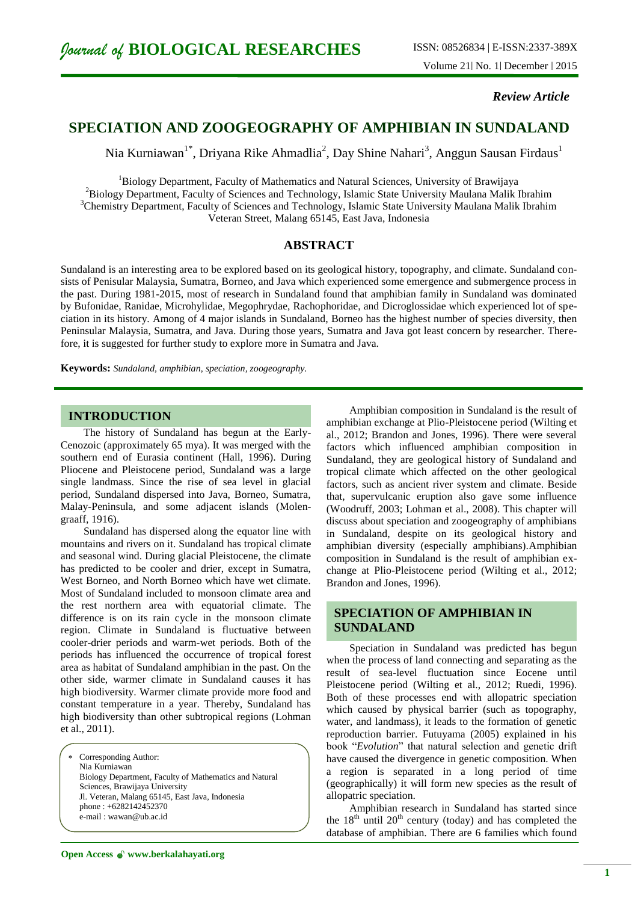*Review Article*

# SPECIATION AND ZOOGEOGRAPHY OF AMPHIBIAN IN SUNDALAND

Nia Kurniawan[1*], Driyana Rike Ahmadlia[2], Day Shine Nahari[3], Anggun Sausan Firdaus[1]

[1]Biology Department, Faculty of Mathematics and Natural Sciences, University of Brawijaya
[2]Biology Department, Faculty of Sciences and Technology, Islamic State University Maulana Malik Ibrahim
[3]Chemistry Department, Faculty of Sciences and Technology, Islamic State University Maulana Malik Ibrahim
Veteran Street, Malang 65145, East Java, Indonesia

## ABSTRACT

Sundaland is an interesting area to be explored based on its geological history, topography, and climate. Sundaland consists of Penisular Malaysia, Sumatra, Borneo, and Java which experienced some emergence and submergence process in the past. During 1981-2015, most of research in Sundaland found that amphibian family in Sundaland was dominated by Bufonidae, Ranidae, Microhylidae, Megophrydae, Rachophoridae, and Dicroglossidae which experienced lot of speciation in its history. Among of 4 major islands in Sundaland, Borneo has the highest number of species diversity, then Peninsular Malaysia, Sumatra, and Java. During those years, Sumatra and Java got least concern by researcher. Therefore, it is suggested for further study to explore more in Sumatra and Java.

**Keywords:** *Sundaland, amphibian, speciation, zoogeography.*

## INTRODUCTION

The history of Sundaland has begun at the Early-Cenozoic (approximately 65 mya). It was merged with the southern end of Eurasia continent (Hall, 1996). During Pliocene and Pleistocene period, Sundaland was a large single landmass. Since the rise of sea level in glacial period, Sundaland dispersed into Java, Borneo, Sumatra, Malay-Peninsula, and some adjacent islands (Molengraaff, 1916).

Sundaland has dispersed along the equator line with mountains and rivers on it. Sundaland has tropical climate and seasonal wind. During glacial Pleistocene, the climate has predicted to be cooler and drier, except in Sumatra, West Borneo, and North Borneo which have wet climate. Most of Sundaland included to monsoon climate area and the rest northern area with equatorial climate. The difference is on its rain cycle in the monsoon climate region. Climate in Sundaland is fluctuative between cooler-drier periods and warm-wet periods. Both of the periods has influenced the occurrence of tropical forest area as habitat of Sundaland amphibian in the past. On the other side, warmer climate in Sundaland causes it has high biodiversity. Warmer climate provide more food and constant temperature in a year. Thereby, Sundaland has high biodiversity than other subtropical regions (Lohman et al., 2011).

\* Corresponding Author:
Nia Kurniawan
Biology Department, Faculty of Mathematics and Natural Sciences, Brawijaya University
Jl. Veteran, Malang 65145, East Java, Indonesia
phone : +6282142452370
e-mail : wawan@ub.ac.id

Amphibian composition in Sundaland is the result of amphibian exchange at Plio-Pleistocene period (Wilting et al., 2012; Brandon and Jones, 1996). There were several factors which influenced amphibian composition in Sundaland, they are geological history of Sundaland and tropical climate which affected on the other geological factors, such as ancient river system and climate. Beside that, supervulcanic eruption also gave some influence (Woodruff, 2003; Lohman et al., 2008). This chapter will discuss about speciation and zoogeography of amphibians in Sundaland, despite on its geological history and amphibian diversity (especially amphibians).Amphibian composition in Sundaland is the result of amphibian exchange at Plio-Pleistocene period (Wilting et al., 2012; Brandon and Jones, 1996).

## SPECIATION OF AMPHIBIAN IN SUNDALAND

Speciation in Sundaland was predicted has begun when the process of land connecting and separating as the result of sea-level fluctuation since Eocene until Pleistocene period (Wilting et al., 2012; Ruedi, 1996). Both of these processes end with allopatric speciation which caused by physical barrier (such as topography, water, and landmass), it leads to the formation of genetic reproduction barrier. Futuyama (2005) explained in his book "*Evolution*" that natural selection and genetic drift have caused the divergence in genetic composition. When a region is separated in a long period of time (geographically) it will form new species as the result of allopatric speciation.

Amphibian research in Sundaland has started since the 18th until 20th century (today) and has completed the database of amphibian. There are 6 families which found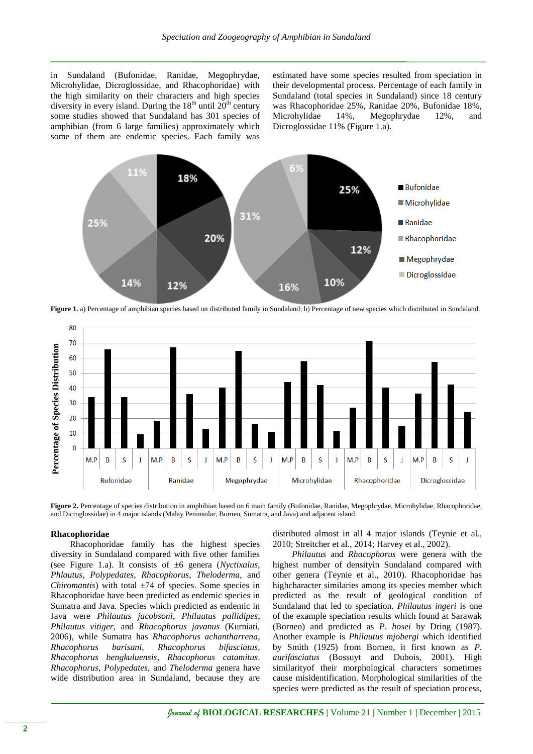in Sundaland (Bufonidae, Ranidae, Megophrydae, Microhylidae, Dicroglossidae, and Rhacophoridae) with the high similarity on their characters and high species diversity in every island. During the 18th until 20th century some studies showed that Sundaland has 301 species of amphibian (from 6 large families) approximately which some of them are endemic species. Each family was estimated have some species resulted from speciation in their developmental process. Percentage of each family in Sundaland (total species in Sundaland) since 18 century was Rhacophoridae 25%, Ranidae 20%, Bufonidae 18%, Microhylidae 14%, Megophrydae 12%, and Dicroglossidae 11% (Figure 1.a).

**Figure 1.** a) Percentage of amphibian species based on distributed family in Sundaland; b) Percentage of new species which distributed in Sundaland.

**Figure 2.** Percentage of species distribution in amphibian based on 6 main family (Bufonidae, Ranidae, Megophrydae, Microhylidae, Rhacophoridae, and Dicroglossidae) in 4 major islands (Malay Peninsular, Borneo, Sumatra, and Java) and adjacent island.

**Rhacophoridae**

Rhacophoridae family has the highest species diversity in Sundaland compared with five other families (see Figure 1.a). It consists of ±6 genera (*Nyctixalus*, *Phlautus*, *Polypedates*, *Rhacophorus*, *Theloderma*, and *Chiromantis*) with total ±74 of species. Some species in Rhacophoridae have been predicted as endemic species in Sumatra and Java. Species which predicted as endemic in Java were *Philautus jacobsoni*, *Philautus pallidipes*, *Philautus vitiger*, and *Rhacophorus javanus* (Kurniati, 2006), while Sumatra has *Rhacophorus achantharrena*, *Rhacophorus barisani*, *Rhacophorus bifasciatus*, *Rhacophorus bengkuluensis*, *Rhacophorus catamitus*. *Rhacophorus*, *Polypedates*, and *Theloderma* genera have wide distribution area in Sundaland, because they are distributed almost in all 4 major islands (Teynie et al., 2010; Streitcher et al., 2014; Harvey et al., 2002).

*Philautus* and *Rhacophorus* were genera with the highest number of densityin Sundaland compared with other genera (Teynie et al., 2010). Rhacophoridae has highcharacter similaries among its species member which predicted as the result of geological condition of Sundaland that led to speciation. *Philautus ingeri* is one of the example speciation results which found at Sarawak (Borneo) and predicted as *P. hosei* by Dring (1987). Another example is *Philautus mjobergi* which identified by Smith (1925) from Borneo, it first known as *P. aurifasciatus* (Bossuyt and Dubois, 2001). High similarityof their morphological characters sometimes cause misidentification. Morphological similarities of the species were predicted as the result of speciation process,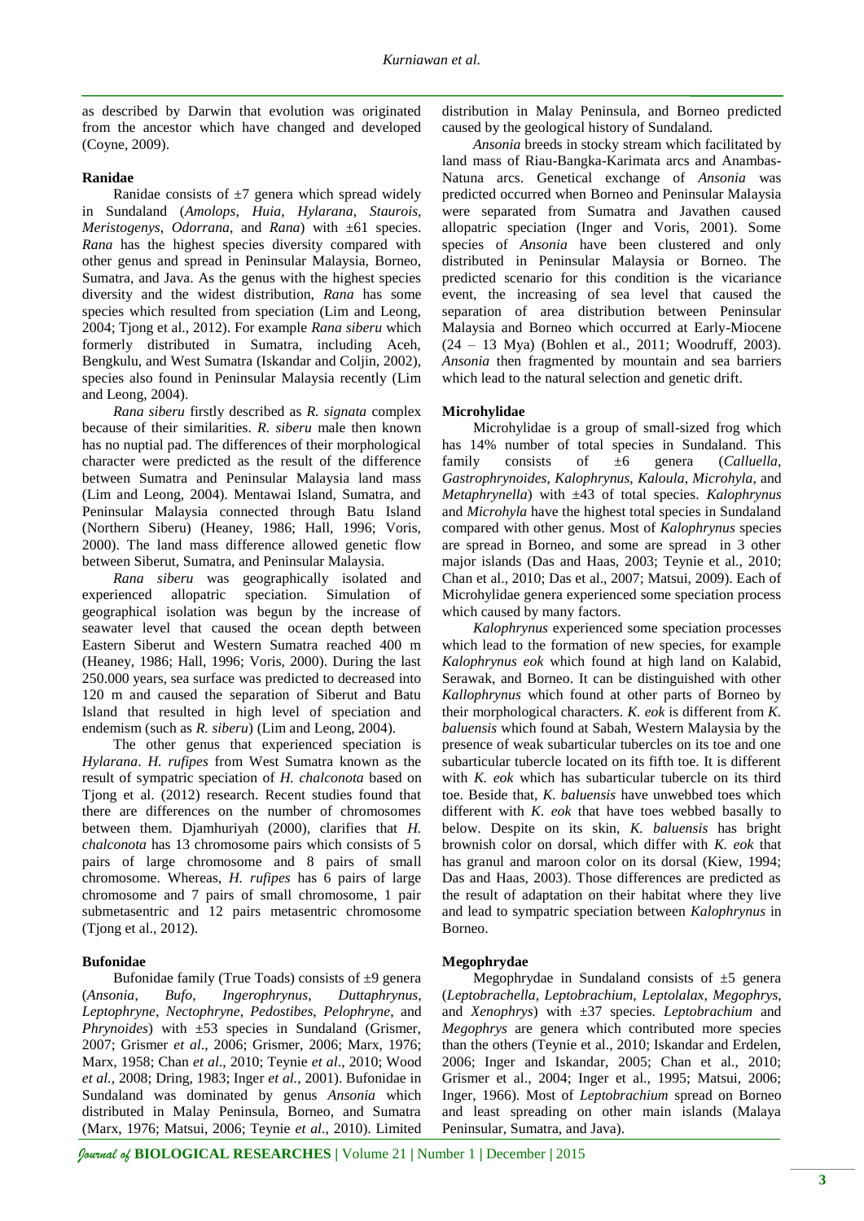as described by Darwin that evolution was originated from the ancestor which have changed and developed (Coyne, 2009).

### Ranidae

Ranidae consists of ±7 genera which spread widely in Sundaland (*Amolops*, *Huia*, *Hylarana*, *Staurois*, *Meristogenys*, *Odorrana*, and *Rana*) with ±61 species. *Rana* has the highest species diversity compared with other genus and spread in Peninsular Malaysia, Borneo, Sumatra, and Java. As the genus with the highest species diversity and the widest distribution, *Rana* has some species which resulted from speciation (Lim and Leong, 2004; Tjong et al., 2012). For example *Rana siberu* which formerly distributed in Sumatra, including Aceh, Bengkulu, and West Sumatra (Iskandar and Coljin, 2002), species also found in Peninsular Malaysia recently (Lim and Leong, 2004).

*Rana siberu* firstly described as *R. signata* complex because of their similarities. *R. siberu* male then known has no nuptial pad. The differences of their morphological character were predicted as the result of the difference between Sumatra and Peninsular Malaysia land mass (Lim and Leong, 2004). Mentawai Island, Sumatra, and Peninsular Malaysia connected through Batu Island (Northern Siberu) (Heaney, 1986; Hall, 1996; Voris, 2000). The land mass difference allowed genetic flow between Siberut, Sumatra, and Peninsular Malaysia.

*Rana siberu* was geographically isolated and experienced allopatric speciation. Simulation of geographical isolation was begun by the increase of seawater level that caused the ocean depth between Eastern Siberut and Western Sumatra reached 400 m (Heaney, 1986; Hall, 1996; Voris, 2000). During the last 250.000 years, sea surface was predicted to decreased into 120 m and caused the separation of Siberut and Batu Island that resulted in high level of speciation and endemism (such as *R. siberu*) (Lim and Leong, 2004).

The other genus that experienced speciation is *Hylarana*. *H. rufipes* from West Sumatra known as the result of sympatric speciation of *H. chalconota* based on Tjong et al. (2012) research. Recent studies found that there are differences on the number of chromosomes between them. Djamhuriyah (2000), clarifies that *H. chalconota* has 13 chromosome pairs which consists of 5 pairs of large chromosome and 8 pairs of small chromosome. Whereas, *H. rufipes* has 6 pairs of large chromosome and 7 pairs of small chromosome, 1 pair submetasentric and 12 pairs metasentric chromosome (Tjong et al., 2012).

### Bufonidae

Bufonidae family (True Toads) consists of ±9 genera (*Ansonia*, *Bufo*, *Ingerophrynus*, *Duttaphrynus*, *Leptophryne*, *Nectophryne*, *Pedostibes*, *Pelophryne*, and *Phrynoides*) with ±53 species in Sundaland (Grismer, 2007; Grismer *et al*., 2006; Grismer, 2006; Marx, 1976; Marx, 1958; Chan *et al*., 2010; Teynie *et al*., 2010; Wood *et al.*, 2008; Dring, 1983; Inger *et al.*, 2001). Bufonidae in Sundaland was dominated by genus *Ansonia* which distributed in Malay Peninsula, Borneo, and Sumatra (Marx, 1976; Matsui, 2006; Teynie *et al*., 2010). Limited distribution in Malay Peninsula, and Borneo predicted caused by the geological history of Sundaland.

*Ansonia* breeds in stocky stream which facilitated by land mass of Riau-Bangka-Karimata arcs and Anambas-Natuna arcs. Genetical exchange of *Ansonia* was predicted occurred when Borneo and Peninsular Malaysia were separated from Sumatra and Javathen caused allopatric speciation (Inger and Voris, 2001). Some species of *Ansonia* have been clustered and only distributed in Peninsular Malaysia or Borneo. The predicted scenario for this condition is the vicariance event, the increasing of sea level that caused the separation of area distribution between Peninsular Malaysia and Borneo which occurred at Early-Miocene (24 – 13 Mya) (Bohlen et al., 2011; Woodruff, 2003). *Ansonia* then fragmented by mountain and sea barriers which lead to the natural selection and genetic drift.

### Microhylidae

Microhylidae is a group of small-sized frog which has 14% number of total species in Sundaland. This family consists of ±6 genera (*Calluella*, *Gastrophrynoides*, *Kalophrynus*, *Kaloula*, *Microhyla*, and *Metaphrynella*) with ±43 of total species. *Kalophrynus* and *Microhyla* have the highest total species in Sundaland compared with other genus. Most of *Kalophrynus* species are spread in Borneo, and some are spread in 3 other major islands (Das and Haas, 2003; Teynie et al., 2010; Chan et al., 2010; Das et al., 2007; Matsui, 2009). Each of Microhylidae genera experienced some speciation process which caused by many factors.

*Kalophrynus* experienced some speciation processes which lead to the formation of new species, for example *Kalophrynus eok* which found at high land on Kalabid, Serawak, and Borneo. It can be distinguished with other *Kallophrynus* which found at other parts of Borneo by their morphological characters. *K. eok* is different from *K. baluensis* which found at Sabah, Western Malaysia by the presence of weak subarticular tubercles on its toe and one subarticular tubercle located on its fifth toe. It is different with *K. eok* which has subarticular tubercle on its third toe. Beside that, *K. baluensis* have unwebbed toes which different with *K. eok* that have toes webbed basally to below. Despite on its skin, *K. baluensis* has bright brownish color on dorsal, which differ with *K. eok* that has granul and maroon color on its dorsal (Kiew, 1994; Das and Haas, 2003). Those differences are predicted as the result of adaptation on their habitat where they live and lead to sympatric speciation between *Kalophrynus* in Borneo.

### Megophrydae

Megophrydae in Sundaland consists of ±5 genera (*Leptobrachella*, *Leptobrachium*, *Leptolalax*, *Megophrys*, and *Xenophrys*) with ±37 species. *Leptobrachium* and *Megophrys* are genera which contributed more species than the others (Teynie et al., 2010; Iskandar and Erdelen, 2006; Inger and Iskandar, 2005; Chan et al., 2010; Grismer et al., 2004; Inger et al., 1995; Matsui, 2006; Inger, 1966). Most of *Leptobrachium* spread on Borneo and least spreading on other main islands (Malaya Peninsular, Sumatra, and Java).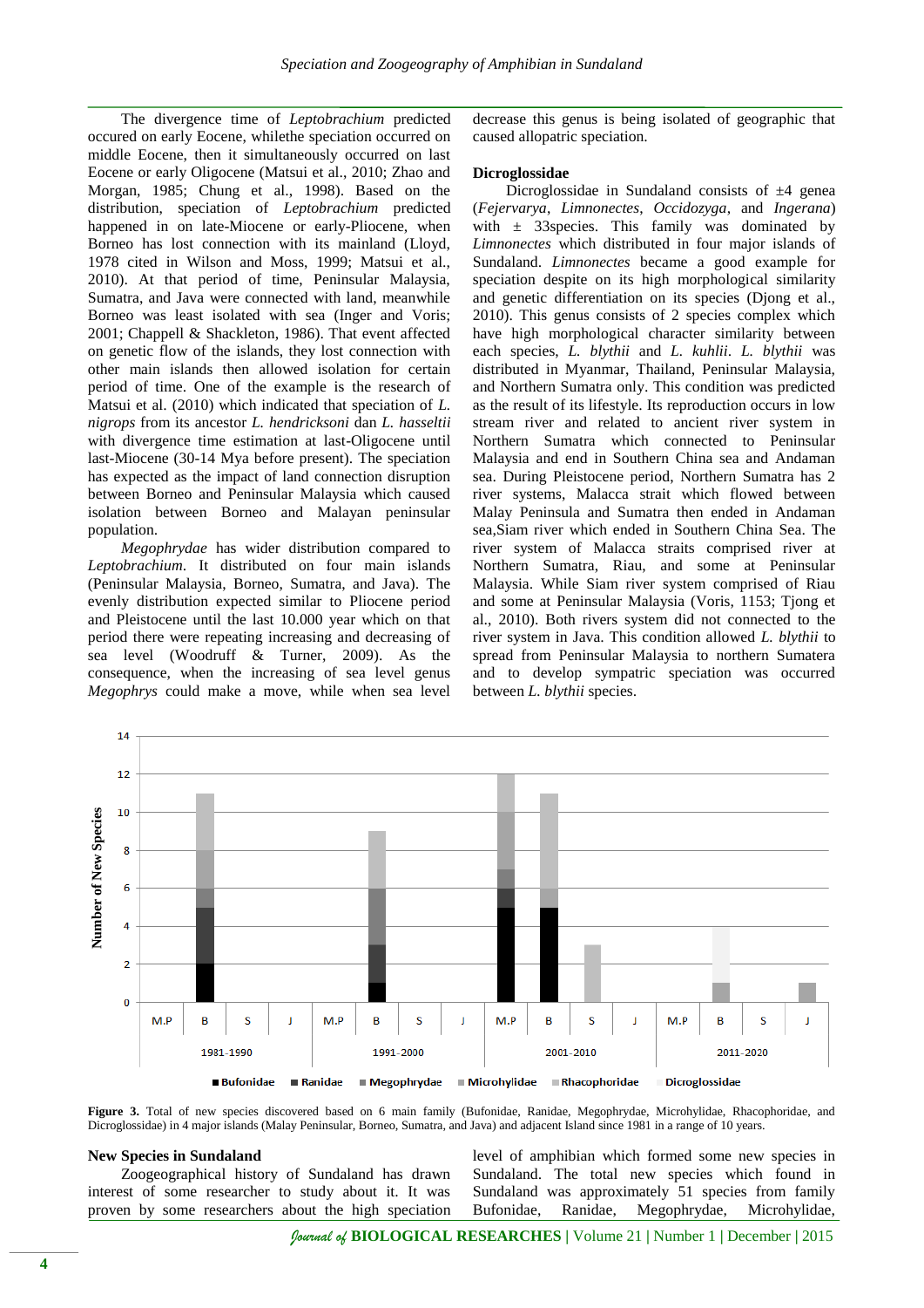The divergence time of *Leptobrachium* predicted occured on early Eocene, whilethe speciation occurred on middle Eocene, then it simultaneously occurred on last Eocene or early Oligocene (Matsui et al., 2010; Zhao and Morgan, 1985; Chung et al., 1998). Based on the distribution, speciation of *Leptobrachium* predicted happened in on late-Miocene or early-Pliocene, when Borneo has lost connection with its mainland (Lloyd, 1978 cited in Wilson and Moss, 1999; Matsui et al., 2010). At that period of time, Peninsular Malaysia, Sumatra, and Java were connected with land, meanwhile Borneo was least isolated with sea (Inger and Voris; 2001; Chappell & Shackleton, 1986). That event affected on genetic flow of the islands, they lost connection with other main islands then allowed isolation for certain period of time. One of the example is the research of Matsui et al. (2010) which indicated that speciation of *L. nigrops* from its ancestor *L. hendricksoni* dan *L. hasseltii* with divergence time estimation at last-Oligocene until last-Miocene (30-14 Mya before present). The speciation has expected as the impact of land connection disruption between Borneo and Peninsular Malaysia which caused isolation between Borneo and Malayan peninsular population.

*Megophrydae* has wider distribution compared to *Leptobrachium*. It distributed on four main islands (Peninsular Malaysia, Borneo, Sumatra, and Java). The evenly distribution expected similar to Pliocene period and Pleistocene until the last 10.000 year which on that period there were repeating increasing and decreasing of sea level (Woodruff & Turner, 2009). As the consequence, when the increasing of sea level genus *Megophrys* could make a move, while when sea level decrease this genus is being isolated of geographic that caused allopatric speciation.

**Dicroglossidae**

Dicroglossidae in Sundaland consists of ±4 genea (*Fejervarya*, *Limnonectes*, *Occidozyga*, and *Ingerana*) with ± 33species. This family was dominated by *Limnonectes* which distributed in four major islands of Sundaland. *Limnonectes* became a good example for speciation despite on its high morphological similarity and genetic differentiation on its species (Djong et al., 2010). This genus consists of 2 species complex which have high morphological character similarity between each species, *L. blythii* and *L. kuhlii*. *L. blythii* was distributed in Myanmar, Thailand, Peninsular Malaysia, and Northern Sumatra only. This condition was predicted as the result of its lifestyle. Its reproduction occurs in low stream river and related to ancient river system in Northern Sumatra which connected to Peninsular Malaysia and end in Southern China sea and Andaman sea. During Pleistocene period, Northern Sumatra has 2 river systems, Malacca strait which flowed between Malay Peninsula and Sumatra then ended in Andaman sea,Siam river which ended in Southern China Sea. The river system of Malacca straits comprised river at Northern Sumatra, Riau, and some at Peninsular Malaysia. While Siam river system comprised of Riau and some at Peninsular Malaysia (Voris, 1153; Tjong et al., 2010). Both rivers system did not connected to the river system in Java. This condition allowed *L. blythii* to spread from Peninsular Malaysia to northern Sumatera and to develop sympatric speciation was occurred between *L. blythii* species.

**Figure 3.** Total of new species discovered based on 6 main family (Bufonidae, Ranidae, Megophrydae, Microhylidae, Rhacophoridae, and Dicroglossidae) in 4 major islands (Malay Peninsular, Borneo, Sumatra, and Java) and adjacent Island since 1981 in a range of 10 years.

**New Species in Sundaland**

Zoogeographical history of Sundaland has drawn interest of some researcher to study about it. It was proven by some researchers about the high speciation level of amphibian which formed some new species in Sundaland. The total new species which found in Sundaland was approximately 51 species from family Bufonidae, Ranidae, Megophrydae, Microhylidae,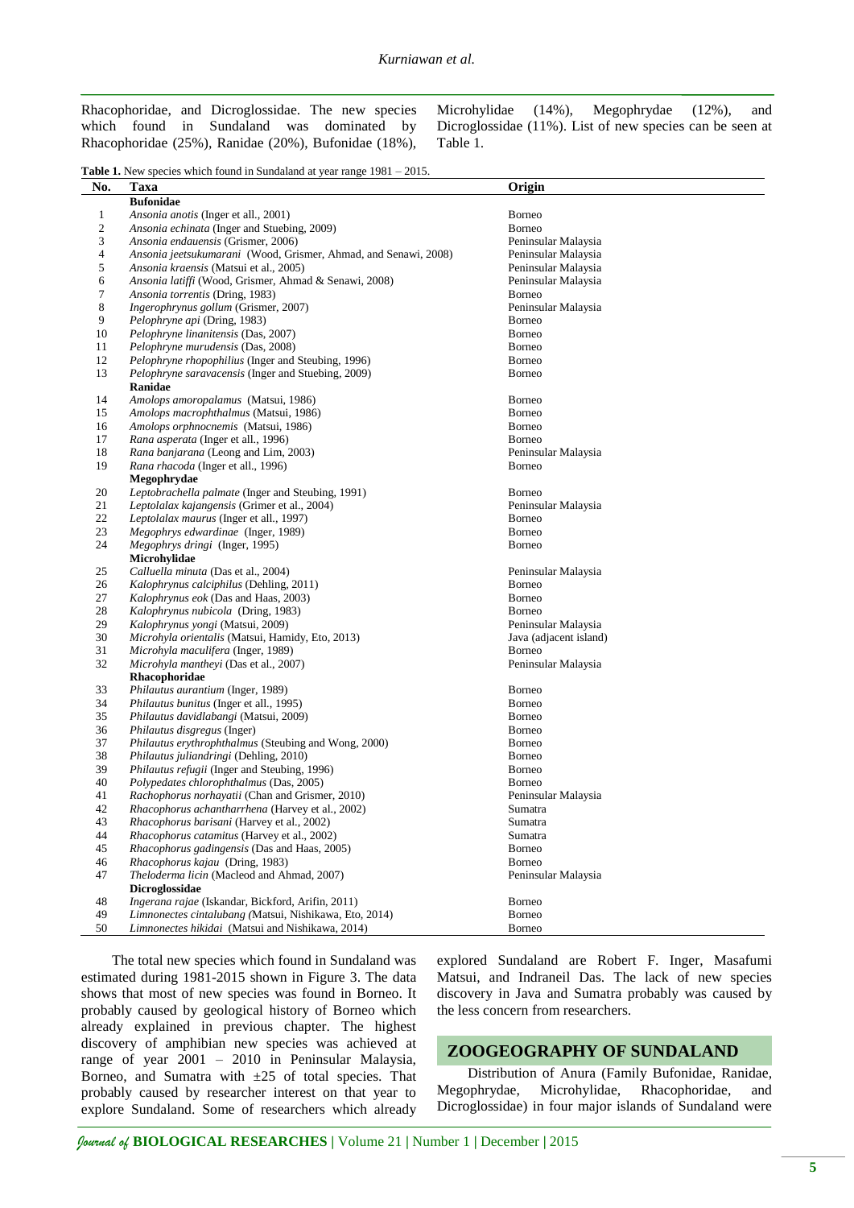Rhacophoridae, and Dicroglossidae. The new species which found in Sundaland was dominated by Rhacophoridae (25%), Ranidae (20%), Bufonidae (18%), Microhylidae (14%), Megophrydae (12%), and Dicroglossidae (11%). List of new species can be seen at Table 1.

**Table 1.** New species which found in Sundaland at year range 1981 – 2015.

| No. | Taxa | Origin |
|---|---|---|
| | **Bufonidae** | |
| 1 | *Ansonia anotis* (Inger et all., 2001) | Borneo |
| 2 | *Ansonia echinata* (Inger and Stuebing, 2009) | Borneo |
| 3 | *Ansonia endauensis* (Grismer, 2006) | Peninsular Malaysia |
| 4 | *Ansonia jeetsukumarani* (Wood, Grismer, Ahmad, and Senawi, 2008) | Peninsular Malaysia |
| 5 | *Ansonia kraensis* (Matsui et al., 2005) | Peninsular Malaysia |
| 6 | *Ansonia latiffi* (Wood, Grismer, Ahmad & Senawi, 2008) | Peninsular Malaysia |
| 7 | *Ansonia torrentis* (Dring, 1983) | Borneo |
| 8 | *Ingerophrynus gollum* (Grismer, 2007) | Peninsular Malaysia |
| 9 | *Pelophryne api* (Dring, 1983) | Borneo |
| 10 | *Pelophryne linanitensis* (Das, 2007) | Borneo |
| 11 | *Pelophryne murudensis* (Das, 2008) | Borneo |
| 12 | *Pelophryne rhopophilius* (Inger and Steubing, 1996) | Borneo |
| 13 | *Pelophryne saravacensis* (Inger and Stuebing, 2009) | Borneo |
| | **Ranidae** | |
| 14 | *Amolops amoropalamus* (Matsui, 1986) | Borneo |
| 15 | *Amolops macrophthalmus* (Matsui, 1986) | Borneo |
| 16 | *Amolops orphnocnemis* (Matsui, 1986) | Borneo |
| 17 | *Rana asperata* (Inger et all., 1996) | Borneo |
| 18 | *Rana banjarana* (Leong and Lim, 2003) | Peninsular Malaysia |
| 19 | *Rana rhacoda* (Inger et all., 1996) | Borneo |
| | **Megophrydae** | |
| 20 | *Leptobrachella palmate* (Inger and Steubing, 1991) | Borneo |
| 21 | *Leptolalax kajangensis* (Grimer et al., 2004) | Peninsular Malaysia |
| 22 | *Leptolalax maurus* (Inger et all., 1997) | Borneo |
| 23 | *Megophrys edwardinae* (Inger, 1989) | Borneo |
| 24 | *Megophrys dringi* (Inger, 1995) | Borneo |
| | **Microhylidae** | |
| 25 | *Calluella minuta* (Das et al., 2004) | Peninsular Malaysia |
| 26 | *Kalophrynus calciphilus* (Dehling, 2011) | Borneo |
| 27 | *Kalophrynus eok* (Das and Haas, 2003) | Borneo |
| 28 | *Kalophrynus nubicola* (Dring, 1983) | Borneo |
| 29 | *Kalophrynus yongi* (Matsui, 2009) | Peninsular Malaysia |
| 30 | *Microhyla orientalis* (Matsui, Hamidy, Eto, 2013) | Java (adjacent island) |
| 31 | *Microhyla maculifera* (Inger, 1989) | Borneo |
| 32 | *Microhyla mantheyi* (Das et al., 2007) | Peninsular Malaysia |
| | **Rhacophoridae** | |
| 33 | *Philautus aurantium* (Inger, 1989) | Borneo |
| 34 | *Philautus bunitus* (Inger et all., 1995) | Borneo |
| 35 | *Philautus davidlabangi* (Matsui, 2009) | Borneo |
| 36 | *Philautus disgregus* (Inger) | Borneo |
| 37 | *Philautus erythrophthalmus* (Steubing and Wong, 2000) | Borneo |
| 38 | *Philautus juliandringi* (Dehling, 2010) | Borneo |
| 39 | *Philautus refugii* (Inger and Steubing, 1996) | Borneo |
| 40 | *Polypedates chlorophthalmus* (Das, 2005) | Borneo |
| 41 | *Rachophorus norhayatii* (Chan and Grismer, 2010) | Peninsular Malaysia |
| 42 | *Rhacophorus achantharrhena* (Harvey et al., 2002) | Sumatra |
| 43 | *Rhacophorus barisani* (Harvey et al., 2002) | Sumatra |
| 44 | *Rhacophorus catamitus* (Harvey et al., 2002) | Sumatra |
| 45 | *Rhacophorus gadingensis* (Das and Haas, 2005) | Borneo |
| 46 | *Rhacophorus kajau* (Dring, 1983) | Borneo |
| 47 | *Theloderma licin* (Macleod and Ahmad, 2007) | Peninsular Malaysia |
| | **Dicroglossidae** | |
| 48 | *Ingerana rajae* (Iskandar, Bickford, Arifin, 2011) | Borneo |
| 49 | *Limnonectes cintalubang* (Matsui, Nishikawa, Eto, 2014) | Borneo |
| 50 | *Limnonectes hikidai* (Matsui and Nishikawa, 2014) | Borneo |

The total new species which found in Sundaland was estimated during 1981-2015 shown in Figure 3. The data shows that most of new species was found in Borneo. It probably caused by geological history of Borneo which already explained in previous chapter. The highest discovery of amphibian new species was achieved at range of year 2001 – 2010 in Peninsular Malaysia, Borneo, and Sumatra with ±25 of total species. That probably caused by researcher interest on that year to explore Sundaland. Some of researchers which already explored Sundaland are Robert F. Inger, Masafumi Matsui, and Indraneil Das. The lack of new species discovery in Java and Sumatra probably was caused by the less concern from researchers.

## ZOOGEOGRAPHY OF SUNDALAND

Distribution of Anura (Family Bufonidae, Ranidae, Megophrydae, Microhylidae, Rhacophoridae, and Dicroglossidae) in four major islands of Sundaland were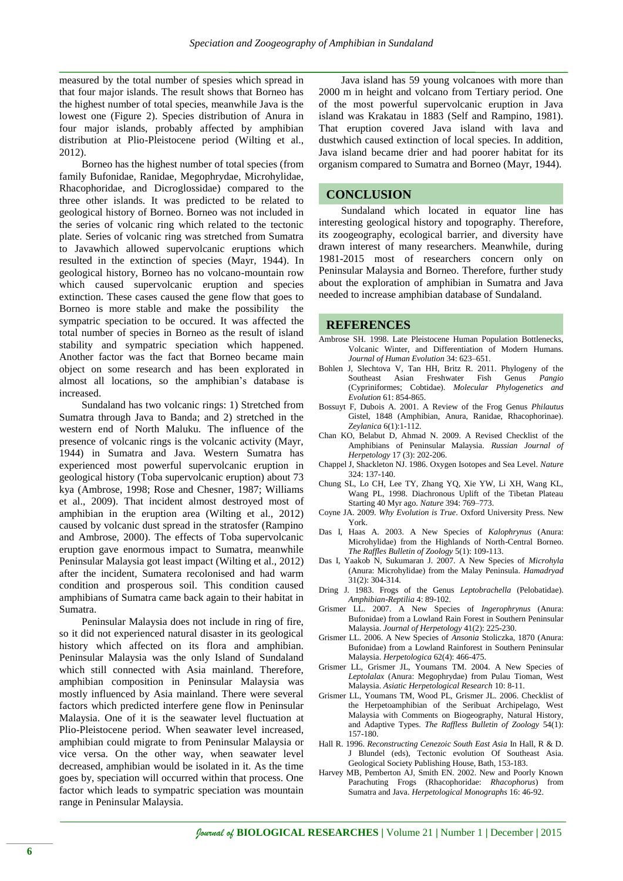measured by the total number of spesies which spread in that four major islands. The result shows that Borneo has the highest number of total species, meanwhile Java is the lowest one (Figure 2). Species distribution of Anura in four major islands, probably affected by amphibian distribution at Plio-Pleistocene period (Wilting et al., 2012).

Borneo has the highest number of total species (from family Bufonidae, Ranidae, Megophrydae, Microhylidae, Rhacophoridae, and Dicroglossidae) compared to the three other islands. It was predicted to be related to geological history of Borneo. Borneo was not included in the series of volcanic ring which related to the tectonic plate. Series of volcanic ring was stretched from Sumatra to Javawhich allowed supervolcanic eruptions which resulted in the extinction of species (Mayr, 1944). In geological history, Borneo has no volcano-mountain row which caused supervolcanic eruption and species extinction. These cases caused the gene flow that goes to Borneo is more stable and make the possibility the sympatric speciation to be occured. It was affected the total number of species in Borneo as the result of island stability and sympatric speciation which happened. Another factor was the fact that Borneo became main object on some research and has been explorated in almost all locations, so the amphibian's database is increased.

Sundaland has two volcanic rings: 1) Stretched from Sumatra through Java to Banda; and 2) stretched in the western end of North Maluku. The influence of the presence of volcanic rings is the volcanic activity (Mayr, 1944) in Sumatra and Java. Western Sumatra has experienced most powerful supervolcanic eruption in geological history (Toba supervolcanic eruption) about 73 kya (Ambrose, 1998; Rose and Chesner, 1987; Williams et al., 2009). That incident almost destroyed most of amphibian in the eruption area (Wilting et al., 2012) caused by volcanic dust spread in the stratosfer (Rampino and Ambrose, 2000). The effects of Toba supervolcanic eruption gave enormous impact to Sumatra, meanwhile Peninsular Malaysia got least impact (Wilting et al., 2012) after the incident, Sumatera recolonised and had warm condition and prosperous soil. This condition caused amphibians of Sumatra came back again to their habitat in Sumatra.

Peninsular Malaysia does not include in ring of fire, so it did not experienced natural disaster in its geological history which affected on its flora and amphibian. Peninsular Malaysia was the only Island of Sundaland which still connected with Asia mainland. Therefore, amphibian composition in Peninsular Malaysia was mostly influenced by Asia mainland. There were several factors which predicted interfere gene flow in Peninsular Malaysia. One of it is the seawater level fluctuation at Plio-Pleistocene period. When seawater level increased, amphibian could migrate to from Peninsular Malaysia or vice versa. On the other way, when seawater level decreased, amphibian would be isolated in it. As the time goes by, speciation will occurred within that process. One factor which leads to sympatric speciation was mountain range in Peninsular Malaysia.

Java island has 59 young volcanoes with more than 2000 m in height and volcano from Tertiary period. One of the most powerful supervolcanic eruption in Java island was Krakatau in 1883 (Self and Rampino, 1981). That eruption covered Java island with lava and dustwhich caused extinction of local species. In addition, Java island became drier and had poorer habitat for its organism compared to Sumatra and Borneo (Mayr, 1944).

## CONCLUSION

Sundaland which located in equator line has interesting geological history and topography. Therefore, its zoogeography, ecological barrier, and diversity have drawn interest of many researchers. Meanwhile, during 1981-2015 most of researchers concern only on Peninsular Malaysia and Borneo. Therefore, further study about the exploration of amphibian in Sumatra and Java needed to increase amphibian database of Sundaland.

## REFERENCES

Ambrose SH. 1998. Late Pleistocene Human Population Bottlenecks, Volcanic Winter, and Differentiation of Modern Humans. *Journal of Human Evolution* 34: 623–651.

Bohlen J, Slechtova V, Tan HH, Britz R. 2011. Phylogeny of the Southeast Asian Freshwater Fish Genus *Pangio* (Cypriniformes; Cobtidae). *Molecular Phylogenetics and Evolution* 61: 854-865.

Bossuyt F, Dubois A. 2001. A Review of the Frog Genus *Philautus* Gistel, 1848 (Amphibian, Anura, Ranidae, Rhacophorinae). *Zeylanica* 6(1):1-112.

Chan KO, Belabut D, Ahmad N. 2009. A Revised Checklist of the Amphibians of Peninsular Malaysia. *Russian Journal of Herpetology* 17 (3): 202-206.

Chappel J, Shackleton NJ. 1986. Oxygen Isotopes and Sea Level. *Nature* 324: 137-140.

Chung SL, Lo CH, Lee TY, Zhang YQ, Xie YW, Li XH, Wang KL, Wang PL, 1998. Diachronous Uplift of the Tibetan Plateau Starting 40 Myr ago. *Nature* 394: 769–773.

Coyne JA. 2009. *Why Evolution is True*. Oxford University Press. New York.

Das I, Haas A. 2003. A New Species of *Kalophrynus* (Anura: Microhylidae) from the Highlands of North-Central Borneo. *The Raffles Bulletin of Zoology* 5(1): 109-113.

Das I, Yaakob N, Sukumaran J. 2007. A New Species of *Microhyla* (Anura: Microhylidae) from the Malay Peninsula. *Hamadryad* 31(2): 304-314.

Dring J. 1983. Frogs of the Genus *Leptobrachella* (Pelobatidae). *Amphibian-Reptilia* 4: 89-102.

Grismer LL. 2007. A New Species of *Ingerophrynus* (Anura: Bufonidae) from a Lowland Rain Forest in Southern Peninsular Malaysia. *Journal of Herpetology* 41(2): 225-230.

Grismer LL. 2006. A New Species of *Ansonia* Stoliczka, 1870 (Anura: Bufonidae) from a Lowland Rainforest in Southern Peninsular Malaysia. *Herpetologica* 62(4): 466-475.

Grismer LL, Grismer JL, Youmans TM. 2004. A New Species of *Leptolalax* (Anura: Megophrydae) from Pulau Tioman, West Malaysia. *Asiatic Herpetological Research* 10: 8-11.

Grismer LL, Youmans TM, Wood PL, Grismer JL. 2006. Checklist of the Herpetoamphibian of the Seribuat Archipelago, West Malaysia with Comments on Biogeography, Natural History, and Adaptive Types. *The Raffless Bulletin of Zoology* 54(1): 157-180.

Hall R. 1996. *Reconstructing Cenezoic South East Asia* In Hall, R & D. J Blundel (eds), Tectonic evolution Of Southeast Asia. Geological Society Publishing House, Bath, 153-183.

Harvey MB, Pemberton AJ, Smith EN. 2002. New and Poorly Known Parachuting Frogs (Rhacophoridae: *Rhacophorus*) from Sumatra and Java. *Herpetological Monographs* 16: 46-92.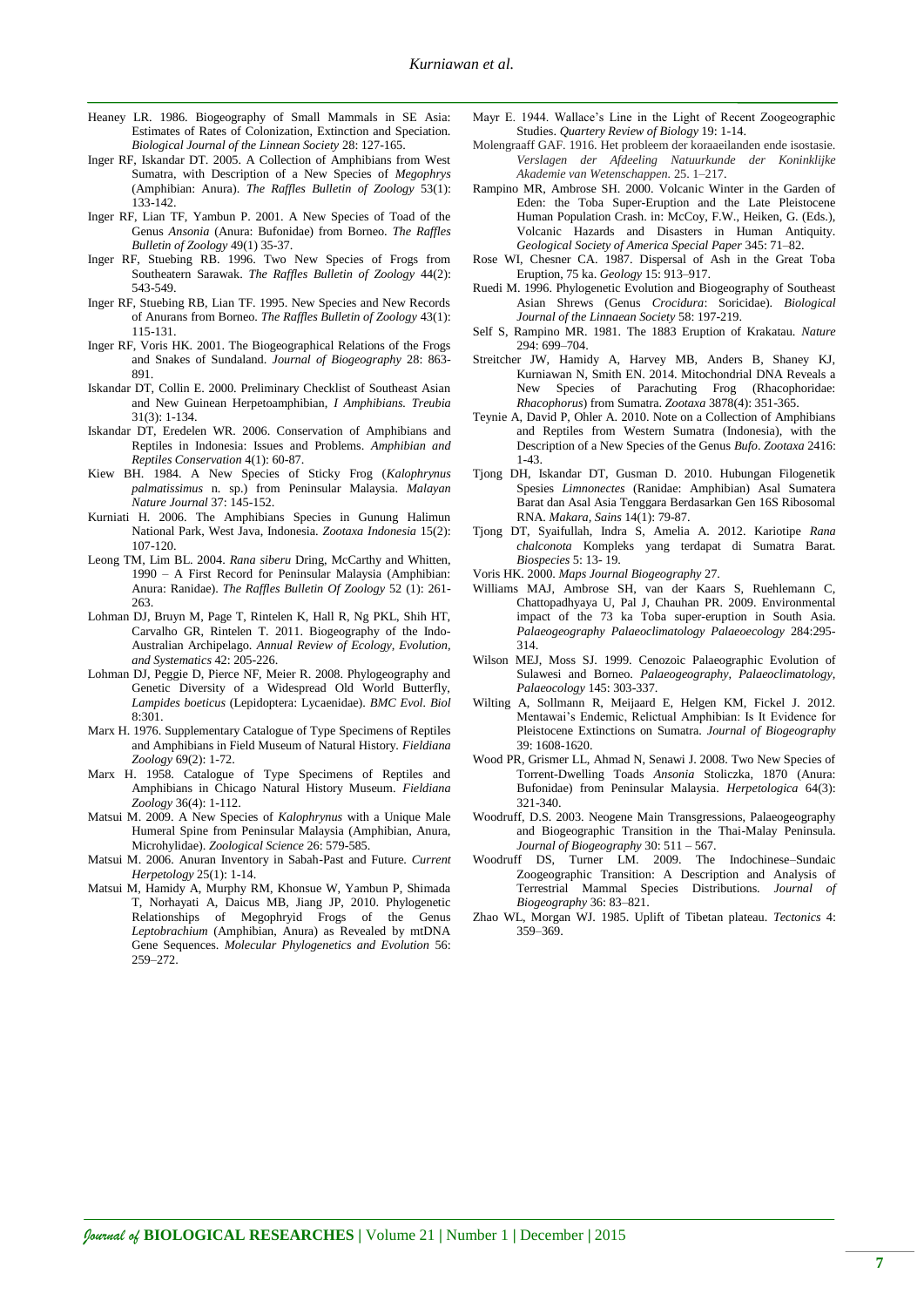Heaney LR. 1986. Biogeography of Small Mammals in SE Asia: Estimates of Rates of Colonization, Extinction and Speciation. *Biological Journal of the Linnean Society* 28: 127-165.

Inger RF, Iskandar DT. 2005. A Collection of Amphibians from West Sumatra, with Description of a New Species of *Megophrys* (Amphibian: Anura). *The Raffles Bulletin of Zoology* 53(1): 133-142.

Inger RF, Lian TF, Yambun P. 2001. A New Species of Toad of the Genus *Ansonia* (Anura: Bufonidae) from Borneo. *The Raffles Bulletin of Zoology* 49(1) 35-37.

Inger RF, Stuebing RB. 1996. Two New Species of Frogs from Southeatern Sarawak. *The Raffles Bulletin of Zoology* 44(2): 543-549.

Inger RF, Stuebing RB, Lian TF. 1995. New Species and New Records of Anurans from Borneo. *The Raffles Bulletin of Zoology* 43(1): 115-131.

Inger RF, Voris HK. 2001. The Biogeographical Relations of the Frogs and Snakes of Sundaland. *Journal of Biogeography* 28: 863-891.

Iskandar DT, Collin E. 2000. Preliminary Checklist of Southeast Asian and New Guinean Herpetoamphibian, *I Amphibians. Treubia* 31(3): 1-134.

Iskandar DT, Eredelen WR. 2006. Conservation of Amphibians and Reptiles in Indonesia: Issues and Problems. *Amphibian and Reptiles Conservation* 4(1): 60-87.

Kiew BH. 1984. A New Species of Sticky Frog (*Kalophrynus palmatissimus* n. sp.) from Peninsular Malaysia. *Malayan Nature Journal* 37: 145-152.

Kurniati H. 2006. The Amphibians Species in Gunung Halimun National Park, West Java, Indonesia. *Zootaxa Indonesia* 15(2): 107-120.

Leong TM, Lim BL. 2004. *Rana siberu* Dring, McCarthy and Whitten, 1990 – A First Record for Peninsular Malaysia (Amphibian: Anura: Ranidae). *The Raffles Bulletin Of Zoology* 52 (1): 261-263.

Lohman DJ, Bruyn M, Page T, Rintelen K, Hall R, Ng PKL, Shih HT, Carvalho GR, Rintelen T. 2011. Biogeography of the Indo-Australian Archipelago. *Annual Review of Ecology, Evolution, and Systematics* 42: 205-226.

Lohman DJ, Peggie D, Pierce NF, Meier R. 2008. Phylogeography and Genetic Diversity of a Widespread Old World Butterfly, *Lampides boeticus* (Lepidoptera: Lycaenidae). *BMC Evol. Biol* 8:301.

Marx H. 1976. Supplementary Catalogue of Type Specimens of Reptiles and Amphibians in Field Museum of Natural History. *Fieldiana Zoology* 69(2): 1-72.

Marx H. 1958. Catalogue of Type Specimens of Reptiles and Amphibians in Chicago Natural History Museum. *Fieldiana Zoology* 36(4): 1-112.

Matsui M. 2009. A New Species of *Kalophrynus* with a Unique Male Humeral Spine from Peninsular Malaysia (Amphibian, Anura, Microhylidae). *Zoological Science* 26: 579-585.

Matsui M. 2006. Anuran Inventory in Sabah-Past and Future. *Current Herpetology* 25(1): 1-14.

Matsui M, Hamidy A, Murphy RM, Khonsue W, Yambun P, Shimada T, Norhayati A, Daicus MB, Jiang JP, 2010. Phylogenetic Relationships of Megophryid Frogs of the Genus *Leptobrachium* (Amphibian, Anura) as Revealed by mtDNA Gene Sequences. *Molecular Phylogenetics and Evolution* 56: 259–272.

Mayr E. 1944. Wallace's Line in the Light of Recent Zoogeographic Studies. *Quartery Review of Biology* 19: 1-14.

Molengraaff GAF. 1916. Het probleem der koraaeilanden ende isostasie. *Verslagen der Afdeeling Natuurkunde der Koninklijke Akademie van Wetenschappen.* 25. 1–217.

Rampino MR, Ambrose SH. 2000. Volcanic Winter in the Garden of Eden: the Toba Super-Eruption and the Late Pleistocene Human Population Crash. in: McCoy, F.W., Heiken, G. (Eds.), Volcanic Hazards and Disasters in Human Antiquity. *Geological Society of America Special Paper* 345: 71–82.

Rose WI, Chesner CA. 1987. Dispersal of Ash in the Great Toba Eruption, 75 ka. *Geology* 15: 913–917.

Ruedi M. 1996. Phylogenetic Evolution and Biogeography of Southeast Asian Shrews (Genus *Crocidura*: Soricidae). *Biological Journal of the Linnaean Society* 58: 197-219.

Self S, Rampino MR. 1981. The 1883 Eruption of Krakatau. *Nature* 294: 699–704.

Streitcher JW, Hamidy A, Harvey MB, Anders B, Shaney KJ, Kurniawan N, Smith EN. 2014. Mitochondrial DNA Reveals a New Species of Parachuting Frog (Rhacophoridae: *Rhacophorus*) from Sumatra. *Zootaxa* 3878(4): 351-365.

Teynie A, David P, Ohler A. 2010. Note on a Collection of Amphibians and Reptiles from Western Sumatra (Indonesia), with the Description of a New Species of the Genus *Bufo*. *Zootaxa* 2416: 1-43.

Tjong DH, Iskandar DT, Gusman D. 2010. Hubungan Filogenetik Spesies *Limnonectes* (Ranidae: Amphibian) Asal Sumatera Barat dan Asal Asia Tenggara Berdasarkan Gen 16S Ribosomal RNA. *Makara, Sains* 14(1): 79-87.

Tjong DT, Syaifullah, Indra S, Amelia A. 2012. Kariotipe *Rana chalconota* Kompleks yang terdapat di Sumatra Barat. *Biospecies* 5: 13- 19.

Voris HK. 2000. *Maps Journal Biogeography* 27.

Williams MAJ, Ambrose SH, van der Kaars S, Ruehlemann C, Chattopadhyaya U, Pal J, Chauhan PR. 2009. Environmental impact of the 73 ka Toba super-eruption in South Asia. *Palaeogeography Palaeoclimatology Palaeoecology* 284:295-314.

Wilson MEJ, Moss SJ. 1999. Cenozoic Palaeographic Evolution of Sulawesi and Borneo. *Palaeogeography, Palaeoclimatology, Palaeocology* 145: 303-337.

Wilting A, Sollmann R, Meijaard E, Helgen KM, Fickel J. 2012. Mentawai's Endemic, Relictual Amphibian: Is It Evidence for Pleistocene Extinctions on Sumatra. *Journal of Biogeography* 39: 1608-1620.

Wood PR, Grismer LL, Ahmad N, Senawi J. 2008. Two New Species of Torrent-Dwelling Toads *Ansonia* Stoliczka, 1870 (Anura: Bufonidae) from Peninsular Malaysia. *Herpetologica* 64(3): 321-340.

Woodruff, D.S. 2003. Neogene Main Transgressions, Palaeogeography and Biogeographic Transition in the Thai-Malay Peninsula. *Journal of Biogeography* 30: 511 – 567.

Woodruff DS, Turner LM. 2009. The Indochinese–Sundaic Zoogeographic Transition: A Description and Analysis of Terrestrial Mammal Species Distributions. *Journal of Biogeography* 36: 83–821.

Zhao WL, Morgan WJ. 1985. Uplift of Tibetan plateau. *Tectonics* 4: 359–369.